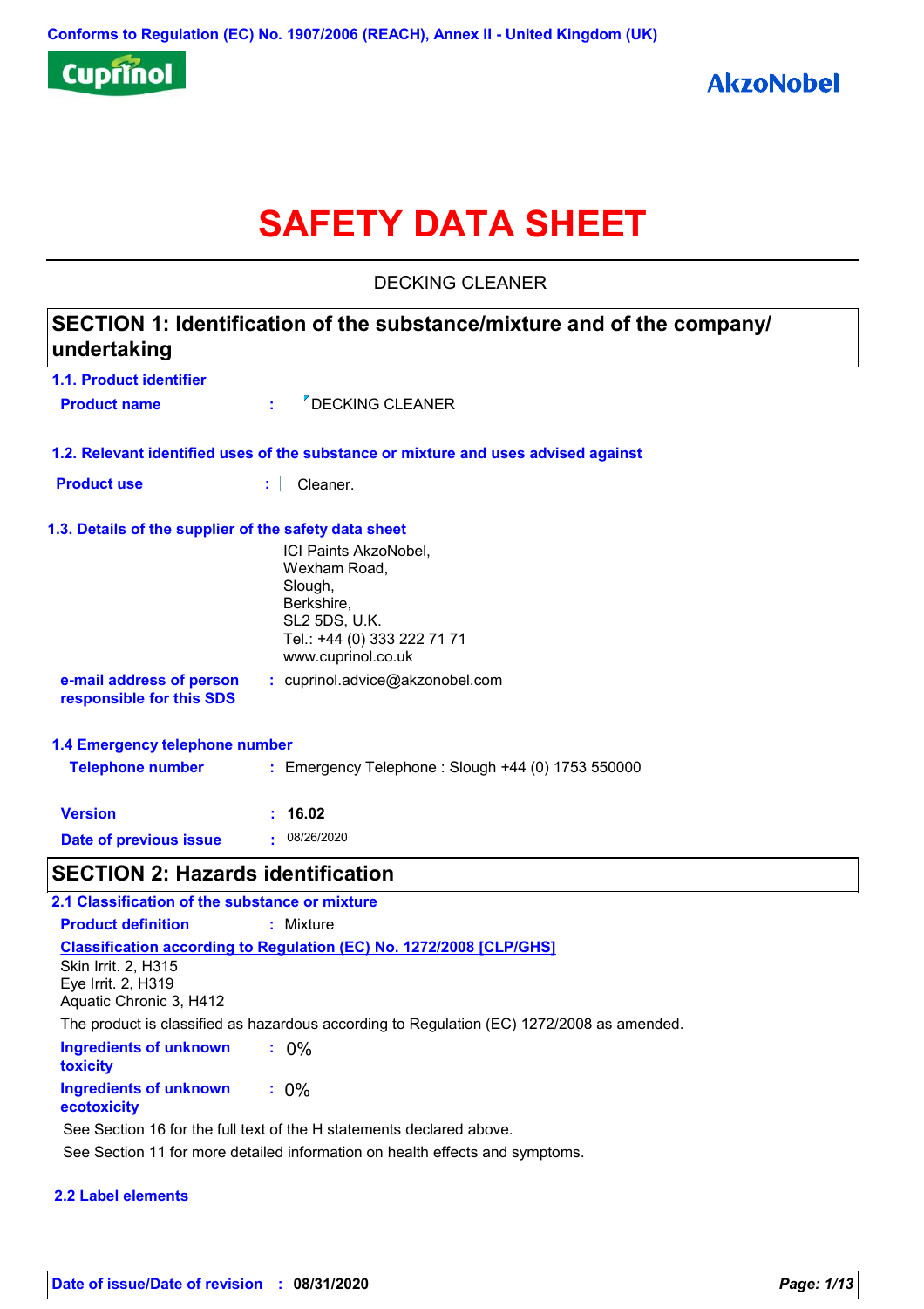Conforms to Regulation (EC) No. 1907/2006 (REACH), Annex II - United Kingdom (UK)

Cuprinol

AkzoNobel

# SAFETY DATA SHEET

DECKING CLEANER

## SECTION 1: Identification of the substance/mixture and of the company/ undertaking

### 1.1. Product identifier

**Product name** : DECKING CLEANER

### 1.2. Relevant identified uses of the substance or mixture and uses advised against

**Product use** : Cleaner.

### 1.3. Details of the supplier of the safety data sheet

ICI Paints AkzoNobel,
Wexham Road,
Slough,
Berkshire,
SL2 5DS, U.K.
Tel.: +44 (0) 333 222 71 71
www.cuprinol.co.uk

**e-mail address of person responsible for this SDS** : cuprinol.advice@akzonobel.com

### 1.4 Emergency telephone number

**Telephone number** : Emergency Telephone : Slough +44 (0) 1753 550000

**Version** : **16.02**

**Date of previous issue** : 08/26/2020

## SECTION 2: Hazards identification

### 2.1 Classification of the substance or mixture

**Product definition** : Mixture

**Classification according to Regulation (EC) No. 1272/2008 [CLP/GHS]**

Skin Irrit. 2, H315
Eye Irrit. 2, H319
Aquatic Chronic 3, H412

The product is classified as hazardous according to Regulation (EC) 1272/2008 as amended.

**Ingredients of unknown toxicity** : 0%

**Ingredients of unknown ecotoxicity** : 0%

See Section 16 for the full text of the H statements declared above.

See Section 11 for more detailed information on health effects and symptoms.

### 2.2 Label elements

**Date of issue/Date of revision** : **08/31/2020**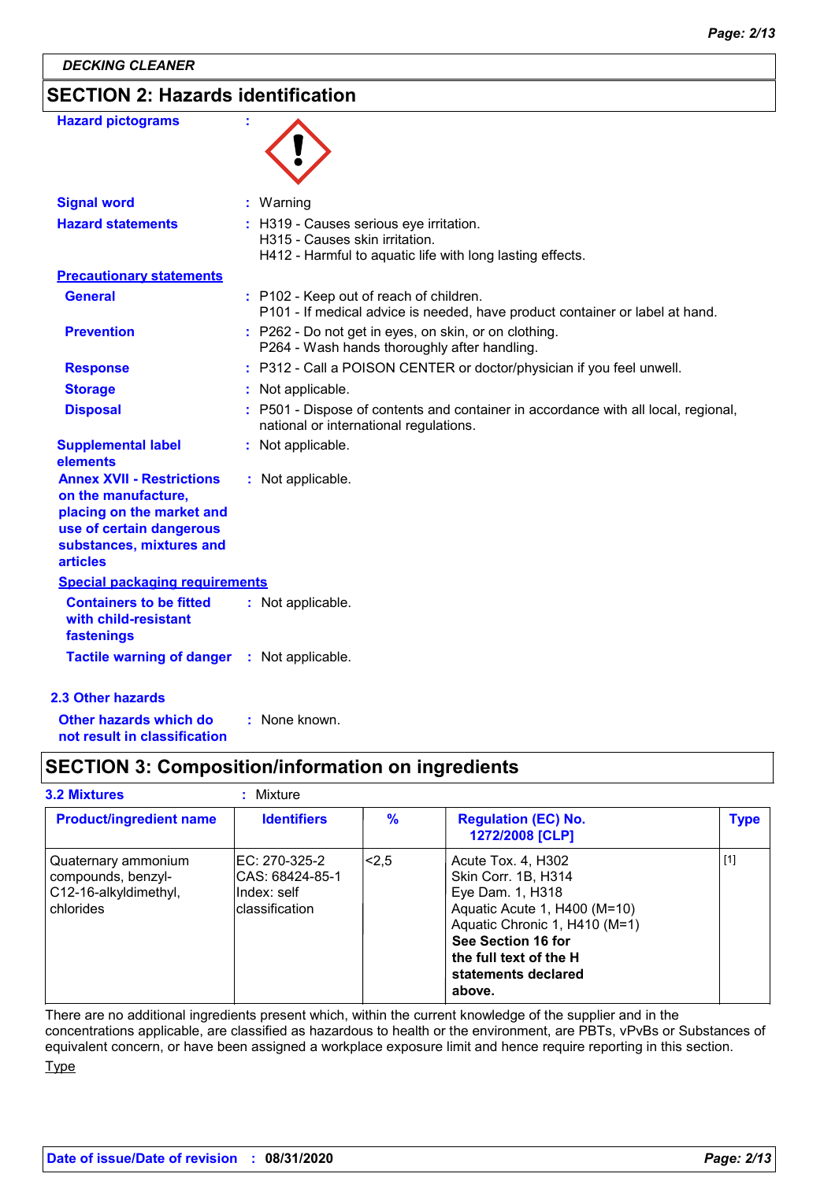## SECTION 2: Hazards identification

**Hazard pictograms** :

**Signal word** : Warning

**Hazard statements** : H319 - Causes serious eye irritation.
H315 - Causes skin irritation.
H412 - Harmful to aquatic life with long lasting effects.

**Precautionary statements**

**General** : P102 - Keep out of reach of children.
P101 - If medical advice is needed, have product container or label at hand.

**Prevention** : P262 - Do not get in eyes, on skin, or on clothing.
P264 - Wash hands thoroughly after handling.

**Response** : P312 - Call a POISON CENTER or doctor/physician if you feel unwell.

**Storage** : Not applicable.

**Disposal** : P501 - Dispose of contents and container in accordance with all local, regional, national or international regulations.

**Supplemental label elements** : Not applicable.

**Annex XVII - Restrictions on the manufacture, placing on the market and use of certain dangerous substances, mixtures and articles** : Not applicable.

**Special packaging requirements**

**Containers to be fitted with child-resistant fastenings** : Not applicable.

**Tactile warning of danger** : Not applicable.

### 2.3 Other hazards

**Other hazards which do not result in classification** : None known.

## SECTION 3: Composition/information on ingredients

**3.2 Mixtures** : Mixture

| Product/ingredient name | Identifiers | % | Regulation (EC) No. 1272/2008 [CLP] | Type |
|---|---|---|---|---|
| Quaternary ammonium compounds, benzyl-C12-16-alkyldimethyl, chlorides | EC: 270-325-2<br>CAS: 68424-85-1<br>Index: self classification | <2,5 | Acute Tox. 4, H302<br>Skin Corr. 1B, H314<br>Eye Dam. 1, H318<br>Aquatic Acute 1, H400 (M=10)<br>Aquatic Chronic 1, H410 (M=1)<br>**See Section 16 for the full text of the H statements declared above.** | [1] |

There are no additional ingredients present which, within the current knowledge of the supplier and in the concentrations applicable, are classified as hazardous to health or the environment, are PBTs, vPvBs or Substances of equivalent concern, or have been assigned a workplace exposure limit and hence require reporting in this section.

Type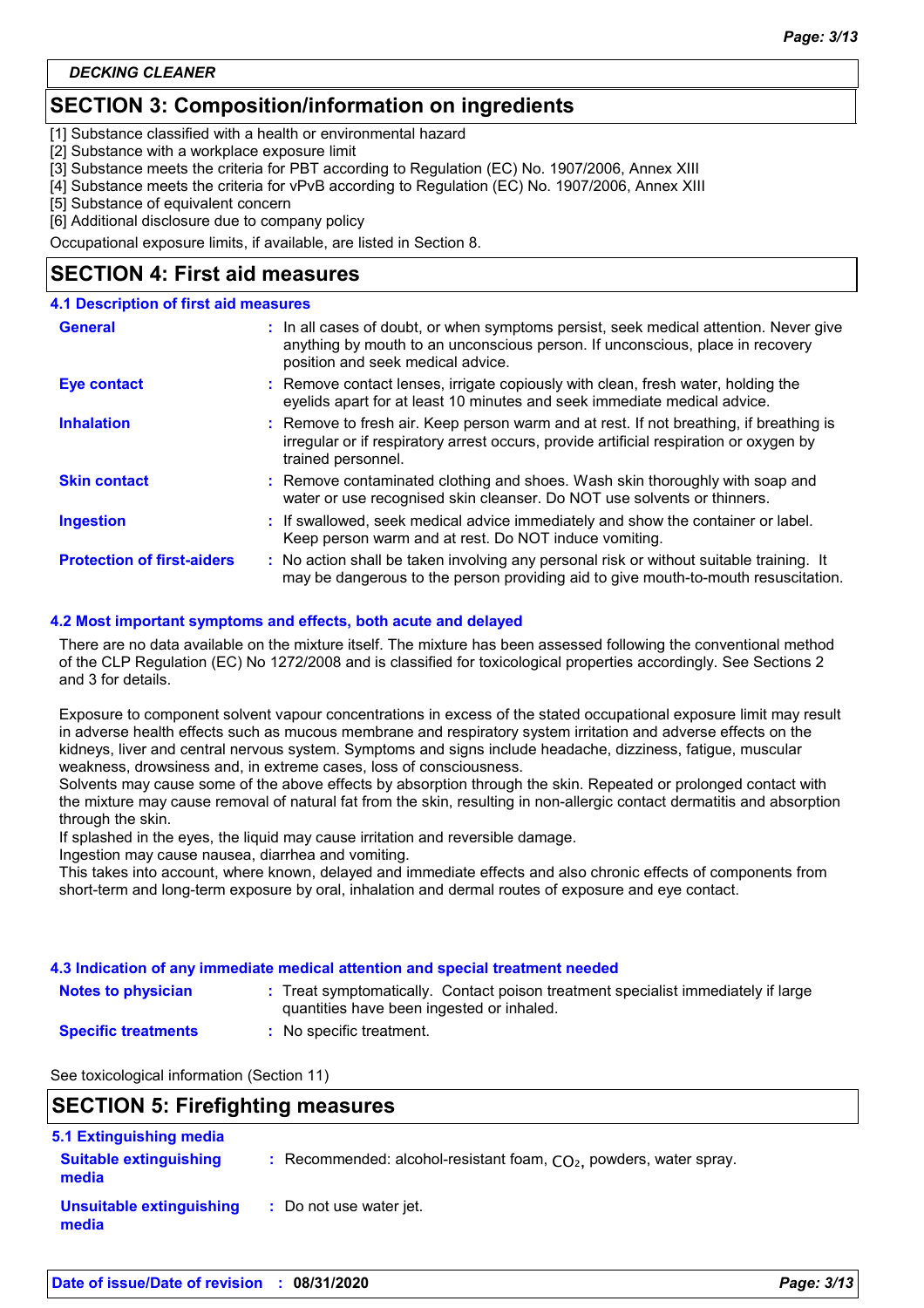## SECTION 3: Composition/information on ingredients

[1] Substance classified with a health or environmental hazard
[2] Substance with a workplace exposure limit
[3] Substance meets the criteria for PBT according to Regulation (EC) No. 1907/2006, Annex XIII
[4] Substance meets the criteria for vPvB according to Regulation (EC) No. 1907/2006, Annex XIII
[5] Substance of equivalent concern
[6] Additional disclosure due to company policy

Occupational exposure limits, if available, are listed in Section 8.

## SECTION 4: First aid measures

### 4.1 Description of first aid measures

**General** : In all cases of doubt, or when symptoms persist, seek medical attention. Never give anything by mouth to an unconscious person. If unconscious, place in recovery position and seek medical advice.

**Eye contact** : Remove contact lenses, irrigate copiously with clean, fresh water, holding the eyelids apart for at least 10 minutes and seek immediate medical advice.

**Inhalation** : Remove to fresh air. Keep person warm and at rest. If not breathing, if breathing is irregular or if respiratory arrest occurs, provide artificial respiration or oxygen by trained personnel.

**Skin contact** : Remove contaminated clothing and shoes. Wash skin thoroughly with soap and water or use recognised skin cleanser. Do NOT use solvents or thinners.

**Ingestion** : If swallowed, seek medical advice immediately and show the container or label. Keep person warm and at rest. Do NOT induce vomiting.

**Protection of first-aiders** : No action shall be taken involving any personal risk or without suitable training. It may be dangerous to the person providing aid to give mouth-to-mouth resuscitation.

### 4.2 Most important symptoms and effects, both acute and delayed

There are no data available on the mixture itself. The mixture has been assessed following the conventional method of the CLP Regulation (EC) No 1272/2008 and is classified for toxicological properties accordingly. See Sections 2 and 3 for details.

Exposure to component solvent vapour concentrations in excess of the stated occupational exposure limit may result in adverse health effects such as mucous membrane and respiratory system irritation and adverse effects on the kidneys, liver and central nervous system. Symptoms and signs include headache, dizziness, fatigue, muscular weakness, drowsiness and, in extreme cases, loss of consciousness.
Solvents may cause some of the above effects by absorption through the skin. Repeated or prolonged contact with the mixture may cause removal of natural fat from the skin, resulting in non-allergic contact dermatitis and absorption through the skin.
If splashed in the eyes, the liquid may cause irritation and reversible damage.
Ingestion may cause nausea, diarrhea and vomiting.
This takes into account, where known, delayed and immediate effects and also chronic effects of components from short-term and long-term exposure by oral, inhalation and dermal routes of exposure and eye contact.

### 4.3 Indication of any immediate medical attention and special treatment needed

**Notes to physician** : Treat symptomatically. Contact poison treatment specialist immediately if large quantities have been ingested or inhaled.

**Specific treatments** : No specific treatment.

See toxicological information (Section 11)

## SECTION 5: Firefighting measures

### 5.1 Extinguishing media

**Suitable extinguishing media** : Recommended: alcohol-resistant foam, $CO_2$, powders, water spray.

**Unsuitable extinguishing media** : Do not use water jet.

**Date of issue/Date of revision** : 08/31/2020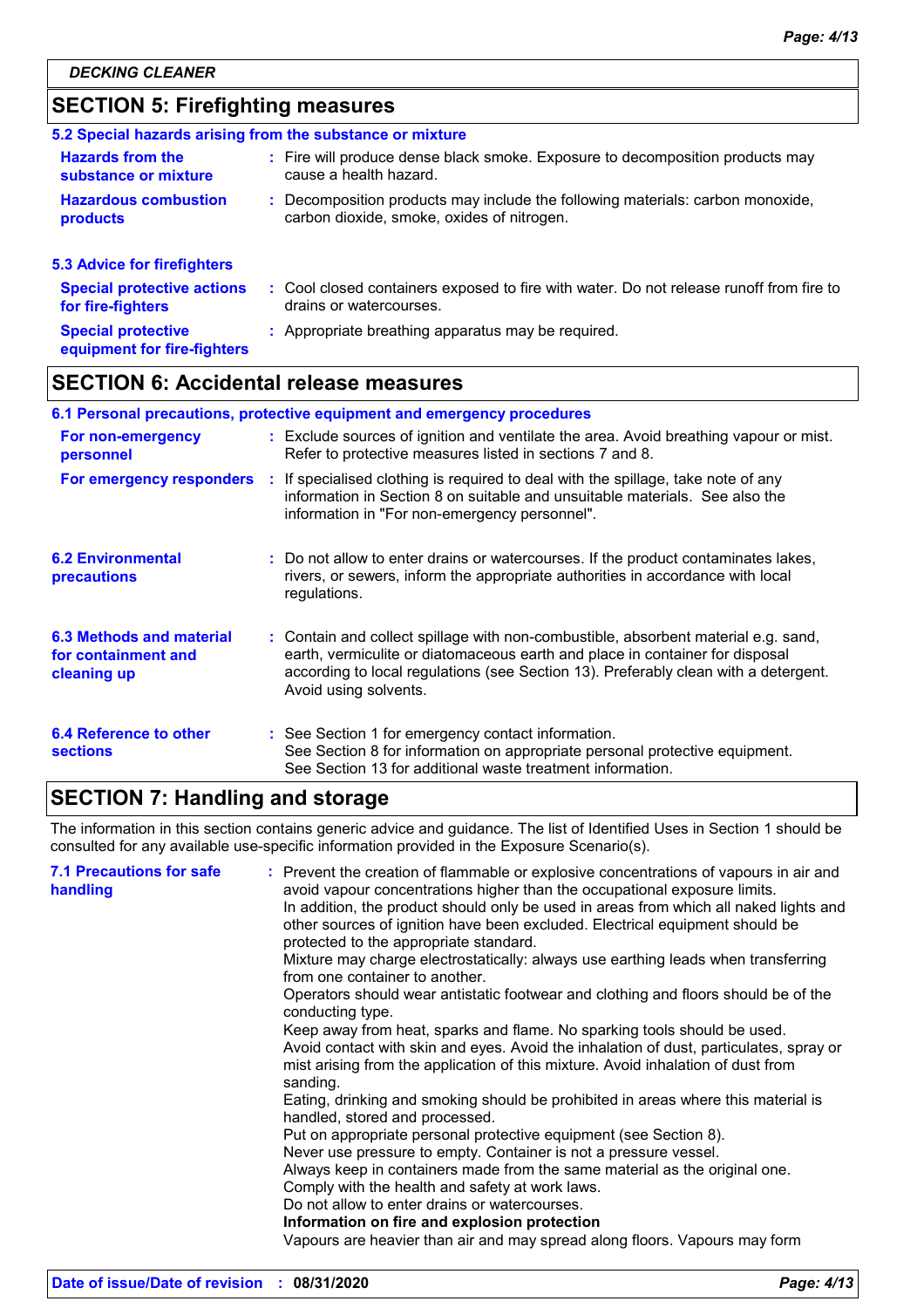DECKING CLEANER

## SECTION 5: Firefighting measures

### 5.2 Special hazards arising from the substance or mixture

**Hazards from the substance or mixture** : Fire will produce dense black smoke. Exposure to decomposition products may cause a health hazard.

**Hazardous combustion products** : Decomposition products may include the following materials: carbon monoxide, carbon dioxide, smoke, oxides of nitrogen.

### 5.3 Advice for firefighters

**Special protective actions for fire-fighters** : Cool closed containers exposed to fire with water. Do not release runoff from fire to drains or watercourses.

**Special protective equipment for fire-fighters** : Appropriate breathing apparatus may be required.

## SECTION 6: Accidental release measures

### 6.1 Personal precautions, protective equipment and emergency procedures

**For non-emergency personnel** : Exclude sources of ignition and ventilate the area. Avoid breathing vapour or mist. Refer to protective measures listed in sections 7 and 8.

**For emergency responders** : If specialised clothing is required to deal with the spillage, take note of any information in Section 8 on suitable and unsuitable materials. See also the information in "For non-emergency personnel".

**6.2 Environmental precautions** : Do not allow to enter drains or watercourses. If the product contaminates lakes, rivers, or sewers, inform the appropriate authorities in accordance with local regulations.

**6.3 Methods and material for containment and cleaning up** : Contain and collect spillage with non-combustible, absorbent material e.g. sand, earth, vermiculite or diatomaceous earth and place in container for disposal according to local regulations (see Section 13). Preferably clean with a detergent. Avoid using solvents.

**6.4 Reference to other sections** : See Section 1 for emergency contact information.
See Section 8 for information on appropriate personal protective equipment.
See Section 13 for additional waste treatment information.

## SECTION 7: Handling and storage

The information in this section contains generic advice and guidance. The list of Identified Uses in Section 1 should be consulted for any available use-specific information provided in the Exposure Scenario(s).

**7.1 Precautions for safe handling** : Prevent the creation of flammable or explosive concentrations of vapours in air and avoid vapour concentrations higher than the occupational exposure limits.
In addition, the product should only be used in areas from which all naked lights and other sources of ignition have been excluded. Electrical equipment should be protected to the appropriate standard.
Mixture may charge electrostatically: always use earthing leads when transferring from one container to another.
Operators should wear antistatic footwear and clothing and floors should be of the conducting type.
Keep away from heat, sparks and flame. No sparking tools should be used.
Avoid contact with skin and eyes. Avoid the inhalation of dust, particulates, spray or mist arising from the application of this mixture. Avoid inhalation of dust from sanding.
Eating, drinking and smoking should be prohibited in areas where this material is handled, stored and processed.
Put on appropriate personal protective equipment (see Section 8).
Never use pressure to empty. Container is not a pressure vessel.
Always keep in containers made from the same material as the original one.
Comply with the health and safety at work laws.
Do not allow to enter drains or watercourses.
**Information on fire and explosion protection**
Vapours are heavier than air and may spread along floors. Vapours may form

Date of issue/Date of revision : 08/31/2020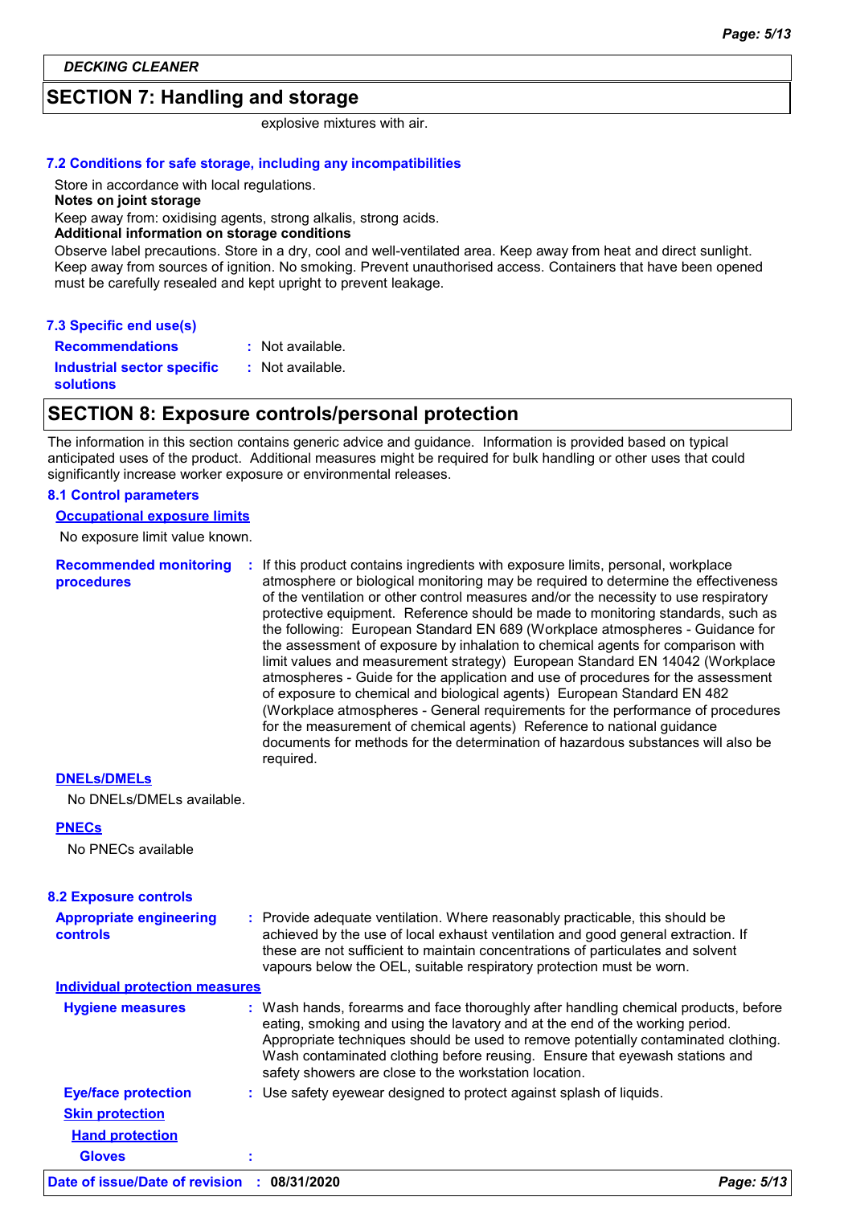## SECTION 7: Handling and storage

explosive mixtures with air.

### 7.2 Conditions for safe storage, including any incompatibilities

Store in accordance with local regulations.

**Notes on joint storage**

Keep away from: oxidising agents, strong alkalis, strong acids.

**Additional information on storage conditions**

Observe label precautions. Store in a dry, cool and well-ventilated area. Keep away from heat and direct sunlight. Keep away from sources of ignition. No smoking. Prevent unauthorised access. Containers that have been opened must be carefully resealed and kept upright to prevent leakage.

### 7.3 Specific end use(s)

**Recommendations** : Not available.

**Industrial sector specific solutions** : Not available.

## SECTION 8: Exposure controls/personal protection

The information in this section contains generic advice and guidance. Information is provided based on typical anticipated uses of the product. Additional measures might be required for bulk handling or other uses that could significantly increase worker exposure or environmental releases.

### 8.1 Control parameters

**Occupational exposure limits**

No exposure limit value known.

**Recommended monitoring procedures** : If this product contains ingredients with exposure limits, personal, workplace atmosphere or biological monitoring may be required to determine the effectiveness of the ventilation or other control measures and/or the necessity to use respiratory protective equipment. Reference should be made to monitoring standards, such as the following: European Standard EN 689 (Workplace atmospheres - Guidance for the assessment of exposure by inhalation to chemical agents for comparison with limit values and measurement strategy) European Standard EN 14042 (Workplace atmospheres - Guide for the application and use of procedures for the assessment of exposure to chemical and biological agents) European Standard EN 482 (Workplace atmospheres - General requirements for the performance of procedures for the measurement of chemical agents) Reference to national guidance documents for methods for the determination of hazardous substances will also be required.

**DNELs/DMELs**

No DNELs/DMELs available.

**PNECs**

No PNECs available

### 8.2 Exposure controls

**Appropriate engineering controls** : Provide adequate ventilation. Where reasonably practicable, this should be achieved by the use of local exhaust ventilation and good general extraction. If these are not sufficient to maintain concentrations of particulates and solvent vapours below the OEL, suitable respiratory protection must be worn.

**Individual protection measures**

**Hygiene measures** : Wash hands, forearms and face thoroughly after handling chemical products, before eating, smoking and using the lavatory and at the end of the working period. Appropriate techniques should be used to remove potentially contaminated clothing. Wash contaminated clothing before reusing. Ensure that eyewash stations and safety showers are close to the workstation location.

**Eye/face protection** : Use safety eyewear designed to protect against splash of liquids.

**Skin protection**

**Hand protection**

**Gloves** :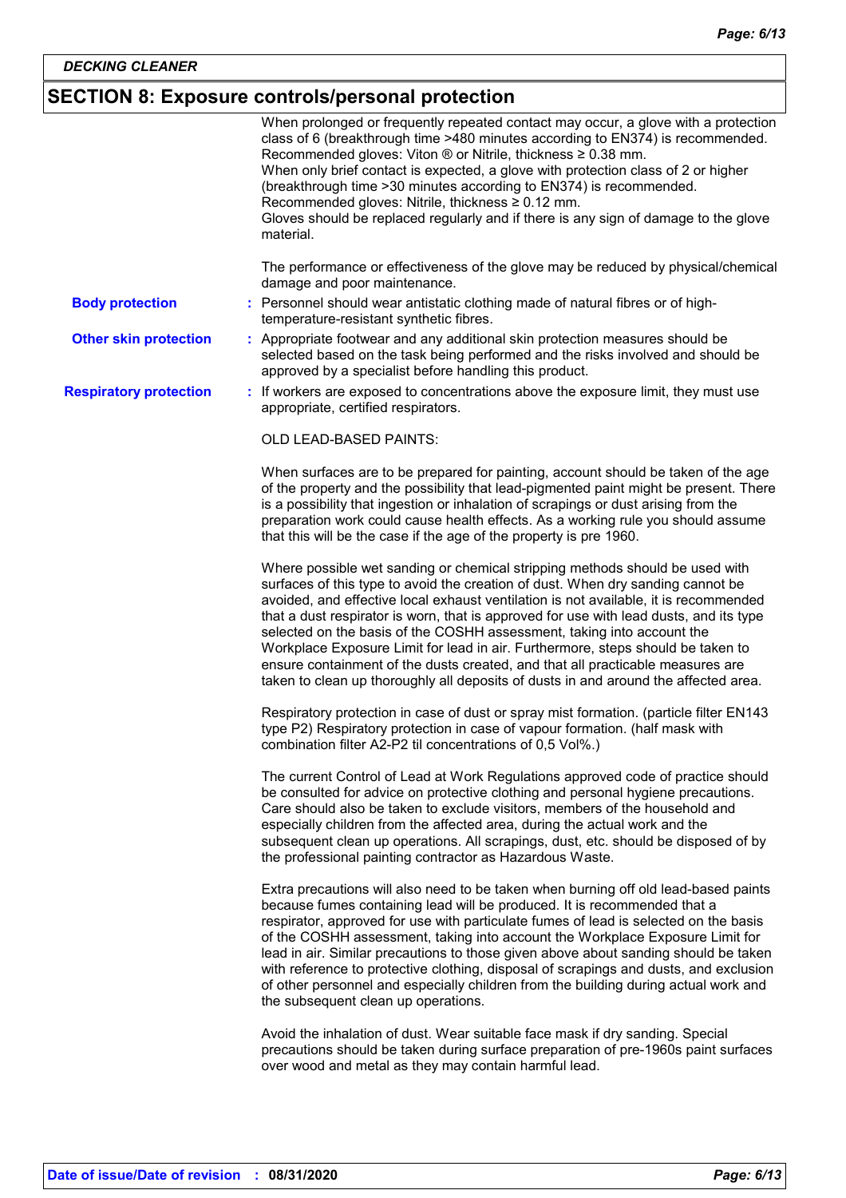## SECTION 8: Exposure controls/personal protection

When prolonged or frequently repeated contact may occur, a glove with a protection class of 6 (breakthrough time >480 minutes according to EN374) is recommended. Recommended gloves: Viton ® or Nitrile, thickness ≥ 0.38 mm.
When only brief contact is expected, a glove with protection class of 2 or higher (breakthrough time >30 minutes according to EN374) is recommended. Recommended gloves: Nitrile, thickness ≥ 0.12 mm.
Gloves should be replaced regularly and if there is any sign of damage to the glove material.

The performance or effectiveness of the glove may be reduced by physical/chemical damage and poor maintenance.

**Body protection** : Personnel should wear antistatic clothing made of natural fibres or of high-temperature-resistant synthetic fibres.

**Other skin protection** : Appropriate footwear and any additional skin protection measures should be selected based on the task being performed and the risks involved and should be approved by a specialist before handling this product.

**Respiratory protection** : If workers are exposed to concentrations above the exposure limit, they must use appropriate, certified respirators.

OLD LEAD-BASED PAINTS:

When surfaces are to be prepared for painting, account should be taken of the age of the property and the possibility that lead-pigmented paint might be present. There is a possibility that ingestion or inhalation of scrapings or dust arising from the preparation work could cause health effects. As a working rule you should assume that this will be the case if the age of the property is pre 1960.

Where possible wet sanding or chemical stripping methods should be used with surfaces of this type to avoid the creation of dust. When dry sanding cannot be avoided, and effective local exhaust ventilation is not available, it is recommended that a dust respirator is worn, that is approved for use with lead dusts, and its type selected on the basis of the COSHH assessment, taking into account the Workplace Exposure Limit for lead in air. Furthermore, steps should be taken to ensure containment of the dusts created, and that all practicable measures are taken to clean up thoroughly all deposits of dusts in and around the affected area.

Respiratory protection in case of dust or spray mist formation. (particle filter EN143 type P2) Respiratory protection in case of vapour formation. (half mask with combination filter A2-P2 til concentrations of 0,5 Vol%.)

The current Control of Lead at Work Regulations approved code of practice should be consulted for advice on protective clothing and personal hygiene precautions. Care should also be taken to exclude visitors, members of the household and especially children from the affected area, during the actual work and the subsequent clean up operations. All scrapings, dust, etc. should be disposed of by the professional painting contractor as Hazardous Waste.

Extra precautions will also need to be taken when burning off old lead-based paints because fumes containing lead will be produced. It is recommended that a respirator, approved for use with particulate fumes of lead is selected on the basis of the COSHH assessment, taking into account the Workplace Exposure Limit for lead in air. Similar precautions to those given above about sanding should be taken with reference to protective clothing, disposal of scrapings and dusts, and exclusion of other personnel and especially children from the building during actual work and the subsequent clean up operations.

Avoid the inhalation of dust. Wear suitable face mask if dry sanding. Special precautions should be taken during surface preparation of pre-1960s paint surfaces over wood and metal as they may contain harmful lead.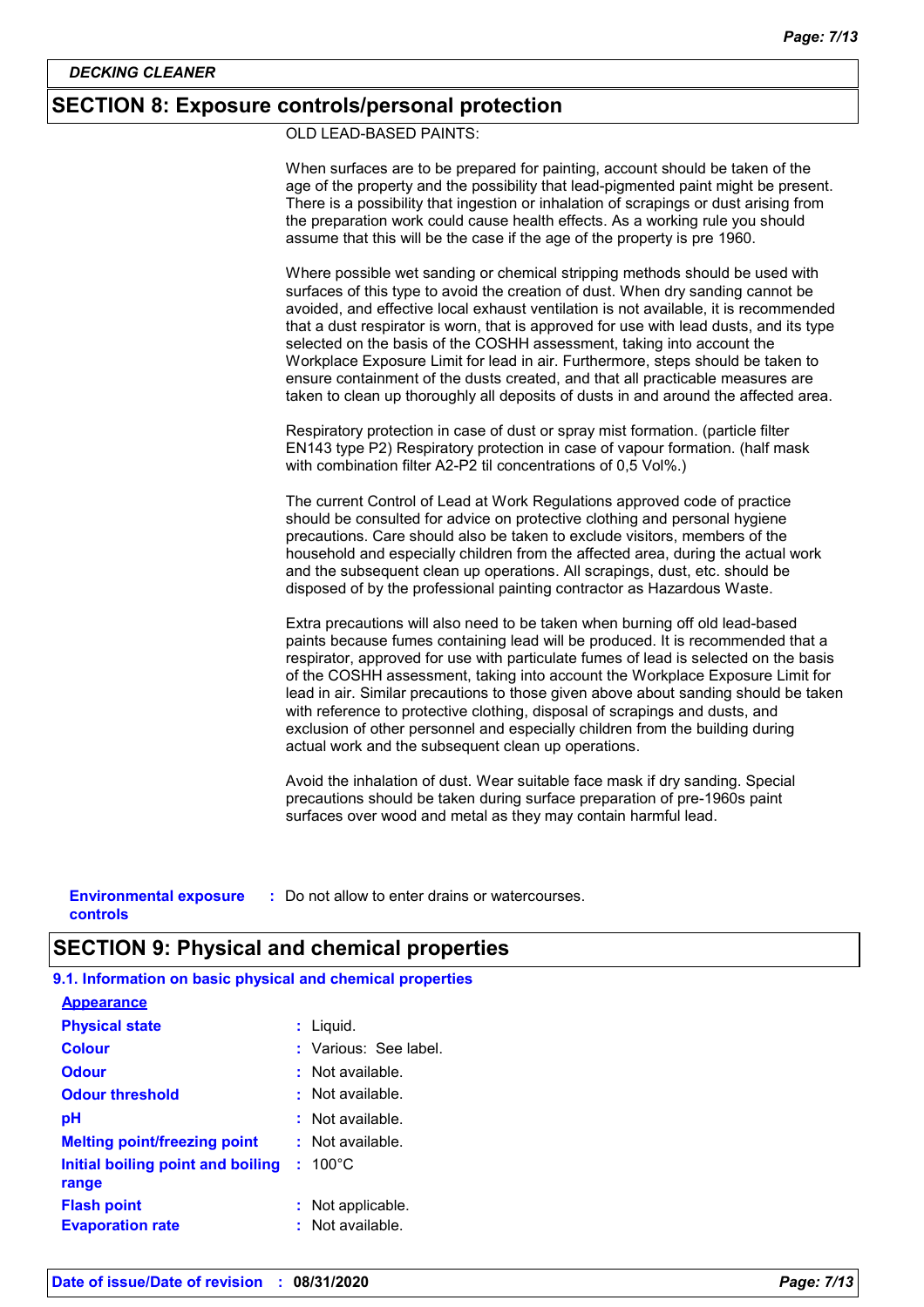## SECTION 8: Exposure controls/personal protection

OLD LEAD-BASED PAINTS:

When surfaces are to be prepared for painting, account should be taken of the age of the property and the possibility that lead-pigmented paint might be present. There is a possibility that ingestion or inhalation of scrapings or dust arising from the preparation work could cause health effects. As a working rule you should assume that this will be the case if the age of the property is pre 1960.

Where possible wet sanding or chemical stripping methods should be used with surfaces of this type to avoid the creation of dust. When dry sanding cannot be avoided, and effective local exhaust ventilation is not available, it is recommended that a dust respirator is worn, that is approved for use with lead dusts, and its type selected on the basis of the COSHH assessment, taking into account the Workplace Exposure Limit for lead in air. Furthermore, steps should be taken to ensure containment of the dusts created, and that all practicable measures are taken to clean up thoroughly all deposits of dusts in and around the affected area.

Respiratory protection in case of dust or spray mist formation. (particle filter EN143 type P2) Respiratory protection in case of vapour formation. (half mask with combination filter A2-P2 til concentrations of 0,5 Vol%.)

The current Control of Lead at Work Regulations approved code of practice should be consulted for advice on protective clothing and personal hygiene precautions. Care should also be taken to exclude visitors, members of the household and especially children from the affected area, during the actual work and the subsequent clean up operations. All scrapings, dust, etc. should be disposed of by the professional painting contractor as Hazardous Waste.

Extra precautions will also need to be taken when burning off old lead-based paints because fumes containing lead will be produced. It is recommended that a respirator, approved for use with particulate fumes of lead is selected on the basis of the COSHH assessment, taking into account the Workplace Exposure Limit for lead in air. Similar precautions to those given above about sanding should be taken with reference to protective clothing, disposal of scrapings and dusts, and exclusion of other personnel and especially children from the building during actual work and the subsequent clean up operations.

Avoid the inhalation of dust. Wear suitable face mask if dry sanding. Special precautions should be taken during surface preparation of pre-1960s paint surfaces over wood and metal as they may contain harmful lead.

**Environmental exposure controls** : Do not allow to enter drains or watercourses.

## SECTION 9: Physical and chemical properties

### 9.1. Information on basic physical and chemical properties

**Appearance**

| Property | Value |
|---|---|
| **Physical state** | Liquid. |
| **Colour** | Various: See label. |
| **Odour** | Not available. |
| **Odour threshold** | Not available. |
| **pH** | Not available. |
| **Melting point/freezing point** | Not available. |
| **Initial boiling point and boiling range** | 100°C |
| **Flash point** | Not applicable. |
| **Evaporation rate** | Not available. |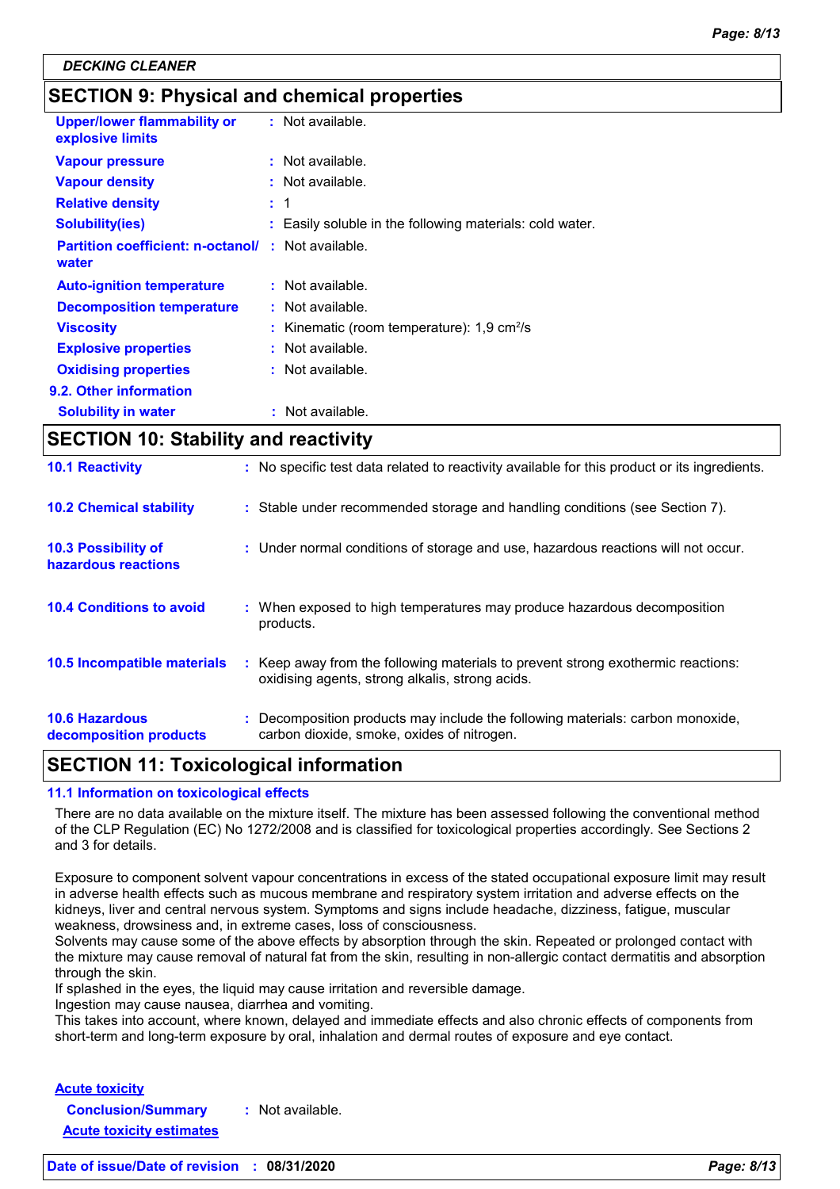## SECTION 9: Physical and chemical properties

| | |
|---|---|
| **Upper/lower flammability or explosive limits** | : Not available. |
| **Vapour pressure** | : Not available. |
| **Vapour density** | : Not available. |
| **Relative density** | : 1 |
| **Solubility(ies)** | : Easily soluble in the following materials: cold water. |
| **Partition coefficient: n-octanol/ water** | : Not available. |
| **Auto-ignition temperature** | : Not available. |
| **Decomposition temperature** | : Not available. |
| **Viscosity** | : Kinematic (room temperature): 1,9 $cm^2/s$ |
| **Explosive properties** | : Not available. |
| **Oxidising properties** | : Not available. |

**9.2. Other information**

| | |
|---|---|
| **Solubility in water** | : Not available. |

## SECTION 10: Stability and reactivity

| | |
|---|---|
| **10.1 Reactivity** | : No specific test data related to reactivity available for this product or its ingredients. |
| **10.2 Chemical stability** | : Stable under recommended storage and handling conditions (see Section 7). |
| **10.3 Possibility of hazardous reactions** | : Under normal conditions of storage and use, hazardous reactions will not occur. |
| **10.4 Conditions to avoid** | : When exposed to high temperatures may produce hazardous decomposition products. |
| **10.5 Incompatible materials** | : Keep away from the following materials to prevent strong exothermic reactions: oxidising agents, strong alkalis, strong acids. |
| **10.6 Hazardous decomposition products** | : Decomposition products may include the following materials: carbon monoxide, carbon dioxide, smoke, oxides of nitrogen. |

## SECTION 11: Toxicological information

### 11.1 Information on toxicological effects

There are no data available on the mixture itself. The mixture has been assessed following the conventional method of the CLP Regulation (EC) No 1272/2008 and is classified for toxicological properties accordingly. See Sections 2 and 3 for details.

Exposure to component solvent vapour concentrations in excess of the stated occupational exposure limit may result in adverse health effects such as mucous membrane and respiratory system irritation and adverse effects on the kidneys, liver and central nervous system. Symptoms and signs include headache, dizziness, fatigue, muscular weakness, drowsiness and, in extreme cases, loss of consciousness.
Solvents may cause some of the above effects by absorption through the skin. Repeated or prolonged contact with the mixture may cause removal of natural fat from the skin, resulting in non-allergic contact dermatitis and absorption through the skin.
If splashed in the eyes, the liquid may cause irritation and reversible damage.
Ingestion may cause nausea, diarrhea and vomiting.
This takes into account, where known, delayed and immediate effects and also chronic effects of components from short-term and long-term exposure by oral, inhalation and dermal routes of exposure and eye contact.

**Acute toxicity**

**Conclusion/Summary** : Not available.

**Acute toxicity estimates**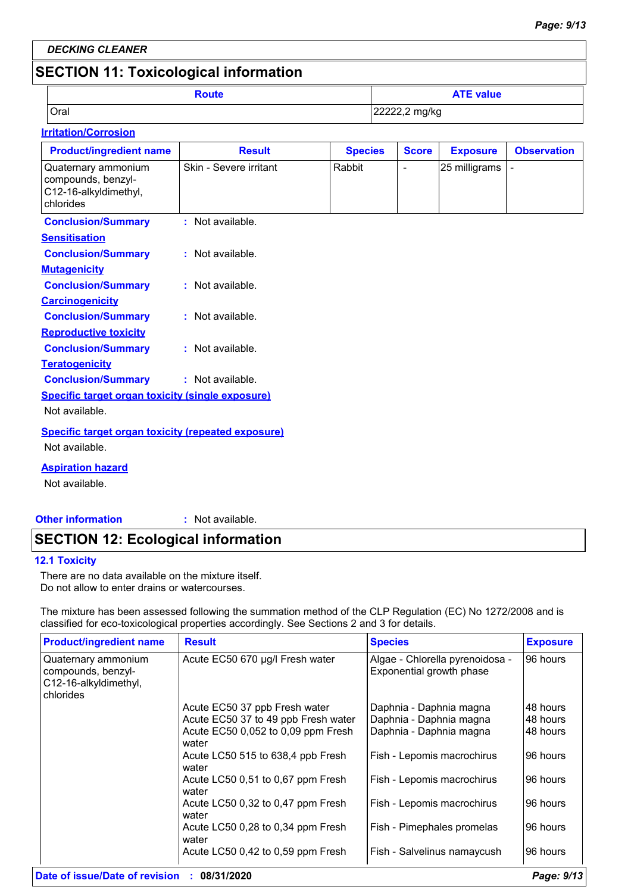## SECTION 11: Toxicological information

| Route | ATE value |
|---|---|
| Oral | 22222,2 mg/kg |

**Irritation/Corrosion**

| Product/ingredient name | Result | Species | Score | Exposure | Observation |
|---|---|---|---|---|---|
| Quaternary ammonium compounds, benzyl-C12-16-alkyldimethyl, chlorides | Skin - Severe irritant | Rabbit | - | 25 milligrams | - |

**Conclusion/Summary** : Not available.

**Sensitisation**

**Conclusion/Summary** : Not available.

**Mutagenicity**

**Conclusion/Summary** : Not available.

**Carcinogenicity**

**Conclusion/Summary** : Not available.

**Reproductive toxicity**

**Conclusion/Summary** : Not available.

**Teratogenicity**

**Conclusion/Summary** : Not available.

**Specific target organ toxicity (single exposure)**

Not available.

**Specific target organ toxicity (repeated exposure)**

Not available.

**Aspiration hazard**

Not available.

**Other information** : Not available.

## SECTION 12: Ecological information

### 12.1 Toxicity

There are no data available on the mixture itself.
Do not allow to enter drains or watercourses.

The mixture has been assessed following the summation method of the CLP Regulation (EC) No 1272/2008 and is classified for eco-toxicological properties accordingly. See Sections 2 and 3 for details.

| Product/ingredient name | Result | Species | Exposure |
|---|---|---|---|
| Quaternary ammonium compounds, benzyl-C12-16-alkyldimethyl, chlorides | Acute EC50 670 µg/l Fresh water | Algae - Chlorella pyrenoidosa - Exponential growth phase | 96 hours |
| | Acute EC50 37 ppb Fresh water | Daphnia - Daphnia magna | 48 hours |
| | Acute EC50 37 to 49 ppb Fresh water | Daphnia - Daphnia magna | 48 hours |
| | Acute EC50 0,052 to 0,09 ppm Fresh water | Daphnia - Daphnia magna | 48 hours |
| | Acute LC50 515 to 638,4 ppb Fresh water | Fish - Lepomis macrochirus | 96 hours |
| | Acute LC50 0,51 to 0,67 ppm Fresh water | Fish - Lepomis macrochirus | 96 hours |
| | Acute LC50 0,32 to 0,47 ppm Fresh water | Fish - Lepomis macrochirus | 96 hours |
| | Acute LC50 0,28 to 0,34 ppm Fresh water | Fish - Pimephales promelas | 96 hours |
| | Acute LC50 0,42 to 0,59 ppm Fresh | Fish - Salvelinus namaycush | 96 hours |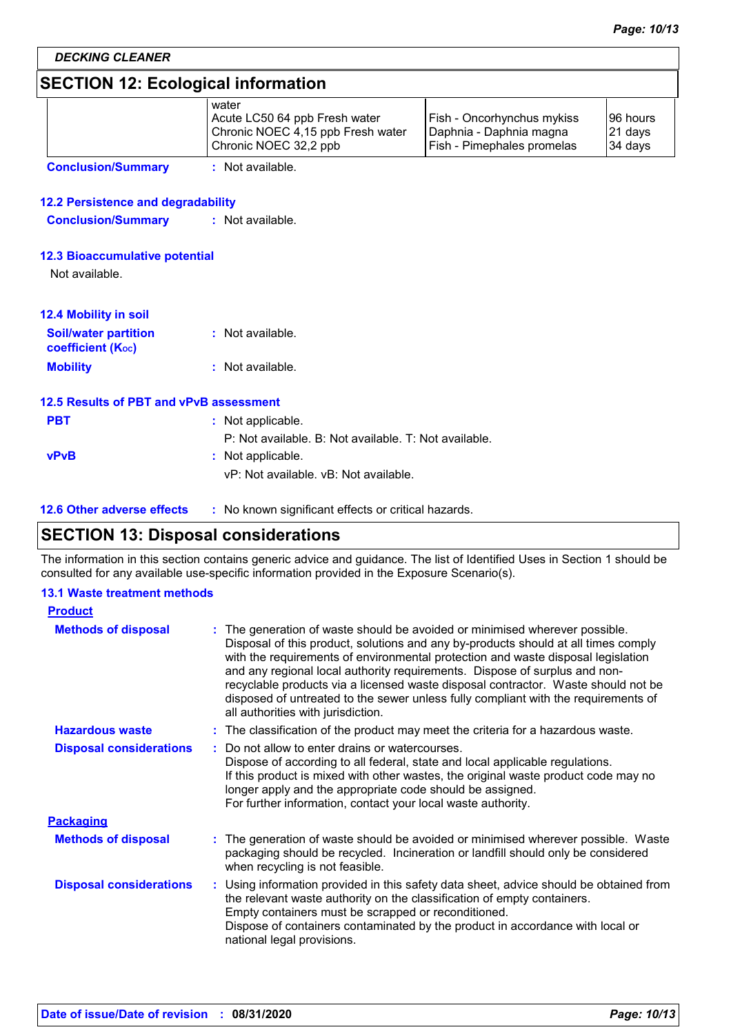DECKING CLEANER

## SECTION 12: Ecological information

| | Result | Species | Exposure |
|---|---|---|---|
| | water<br>Acute LC50 64 ppb Fresh water<br>Chronic NOEC 4,15 ppb Fresh water<br>Chronic NOEC 32,2 ppb | Fish - Oncorhynchus mykiss<br>Daphnia - Daphnia magna<br>Fish - Pimephales promelas | 96 hours<br>21 days<br>34 days |

**Conclusion/Summary** : Not available.

### 12.2 Persistence and degradability

**Conclusion/Summary** : Not available.

### 12.3 Bioaccumulative potential

Not available.

### 12.4 Mobility in soil

**Soil/water partition coefficient ($K_{OC}$)** : Not available.

**Mobility** : Not available.

### 12.5 Results of PBT and vPvB assessment

**PBT** : Not applicable.
P: Not available. B: Not available. T: Not available.

**vPvB** : Not applicable.
vP: Not available. vB: Not available.

### 12.6 Other adverse effects : No known significant effects or critical hazards.

## SECTION 13: Disposal considerations

The information in this section contains generic advice and guidance. The list of Identified Uses in Section 1 should be consulted for any available use-specific information provided in the Exposure Scenario(s).

### 13.1 Waste treatment methods

**Product**

**Methods of disposal** : The generation of waste should be avoided or minimised wherever possible. Disposal of this product, solutions and any by-products should at all times comply with the requirements of environmental protection and waste disposal legislation and any regional local authority requirements. Dispose of surplus and non-recyclable products via a licensed waste disposal contractor. Waste should not be disposed of untreated to the sewer unless fully compliant with the requirements of all authorities with jurisdiction.

**Hazardous waste** : The classification of the product may meet the criteria for a hazardous waste.

**Disposal considerations** : Do not allow to enter drains or watercourses.
Dispose of according to all federal, state and local applicable regulations.
If this product is mixed with other wastes, the original waste product code may no longer apply and the appropriate code should be assigned.
For further information, contact your local waste authority.

**Packaging**

**Methods of disposal** : The generation of waste should be avoided or minimised wherever possible. Waste packaging should be recycled. Incineration or landfill should only be considered when recycling is not feasible.

**Disposal considerations** : Using information provided in this safety data sheet, advice should be obtained from the relevant waste authority on the classification of empty containers.
Empty containers must be scrapped or reconditioned.
Dispose of containers contaminated by the product in accordance with local or national legal provisions.

Date of issue/Date of revision : 08/31/2020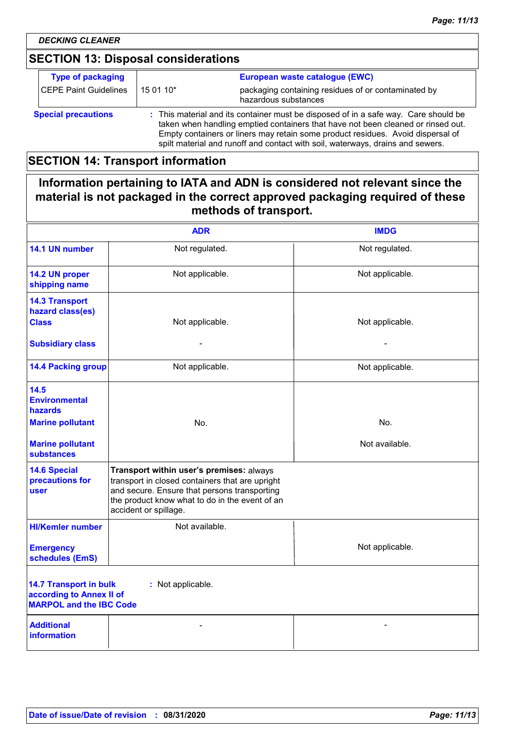DECKING CLEANER

## SECTION 13: Disposal considerations

| Type of packaging | | European waste catalogue (EWC) |
|---|---|---|
| CEPE Paint Guidelines | 15 01 10* | packaging containing residues of or contaminated by hazardous substances |

**Special precautions** : This material and its container must be disposed of in a safe way. Care should be taken when handling emptied containers that have not been cleaned or rinsed out. Empty containers or liners may retain some product residues. Avoid dispersal of spilt material and runoff and contact with soil, waterways, drains and sewers.

## SECTION 14: Transport information

**Information pertaining to IATA and ADN is considered not relevant since the material is not packaged in the correct approved packaging required of these methods of transport.**

| | ADR | IMDG |
|---|---|---|
| **14.1 UN number** | Not regulated. | Not regulated. |
| **14.2 UN proper shipping name** | Not applicable. | Not applicable. |
| **14.3 Transport hazard class(es)** Class | Not applicable. | Not applicable. |
| Subsidiary class | - | - |
| **14.4 Packing group** | Not applicable. | Not applicable. |
| **14.5 Environmental hazards** Marine pollutant | No. | No. |
| Marine pollutant substances | | Not available. |
| **14.6 Special precautions for user** | **Transport within user's premises:** always transport in closed containers that are upright and secure. Ensure that persons transporting the product know what to do in the event of an accident or spillage. | |
| HI/Kemler number | Not available. | |
| Emergency schedules (EmS) | | Not applicable. |

**14.7 Transport in bulk according to Annex II of MARPOL and the IBC Code** : Not applicable.

| | | |
|---|---|---|
| **Additional information** | - | - |

**Date of issue/Date of revision** : 08/31/2020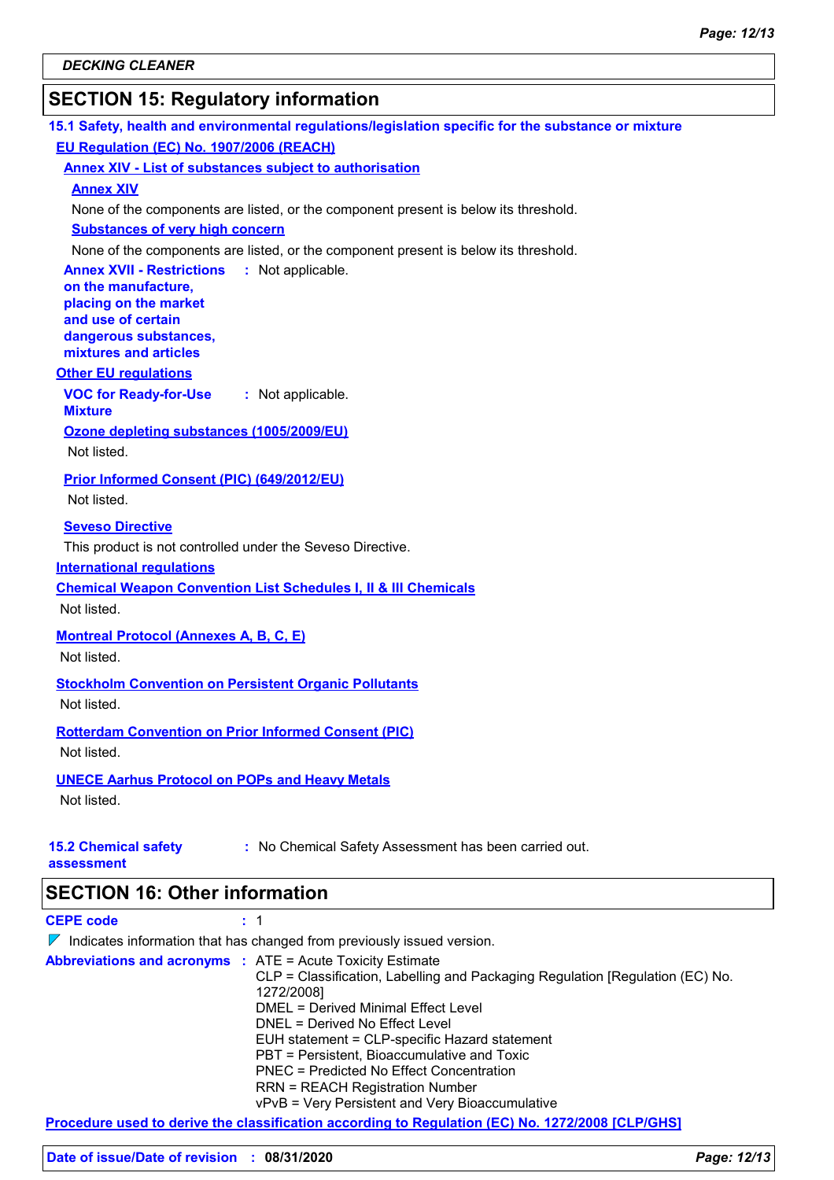## SECTION 15: Regulatory information

### 15.1 Safety, health and environmental regulations/legislation specific for the substance or mixture

**EU Regulation (EC) No. 1907/2006 (REACH)**

**Annex XIV - List of substances subject to authorisation**

**Annex XIV**

None of the components are listed, or the component present is below its threshold.

**Substances of very high concern**

None of the components are listed, or the component present is below its threshold.

**Annex XVII - Restrictions on the manufacture, placing on the market and use of certain dangerous substances, mixtures and articles** : Not applicable.

**Other EU regulations**

**VOC for Ready-for-Use Mixture** : Not applicable.

**Ozone depleting substances (1005/2009/EU)**

Not listed.

**Prior Informed Consent (PIC) (649/2012/EU)**

Not listed.

**Seveso Directive**

This product is not controlled under the Seveso Directive.

**International regulations**

**Chemical Weapon Convention List Schedules I, II & III Chemicals**

Not listed.

**Montreal Protocol (Annexes A, B, C, E)**

Not listed.

**Stockholm Convention on Persistent Organic Pollutants**

Not listed.

**Rotterdam Convention on Prior Informed Consent (PIC)**

Not listed.

**UNECE Aarhus Protocol on POPs and Heavy Metals**

Not listed.

### 15.2 Chemical safety assessment

: No Chemical Safety Assessment has been carried out.

## SECTION 16: Other information

**CEPE code** : 1

Indicates information that has changed from previously issued version.

**Abbreviations and acronyms** :
- ATE = Acute Toxicity Estimate
- CLP = Classification, Labelling and Packaging Regulation [Regulation (EC) No. 1272/2008]
- DMEL = Derived Minimal Effect Level
- DNEL = Derived No Effect Level
- EUH statement = CLP-specific Hazard statement
- PBT = Persistent, Bioaccumulative and Toxic
- PNEC = Predicted No Effect Concentration
- RRN = REACH Registration Number
- vPvB = Very Persistent and Very Bioaccumulative

**Procedure used to derive the classification according to Regulation (EC) No. 1272/2008 [CLP/GHS]**

**Date of issue/Date of revision** : 08/31/2020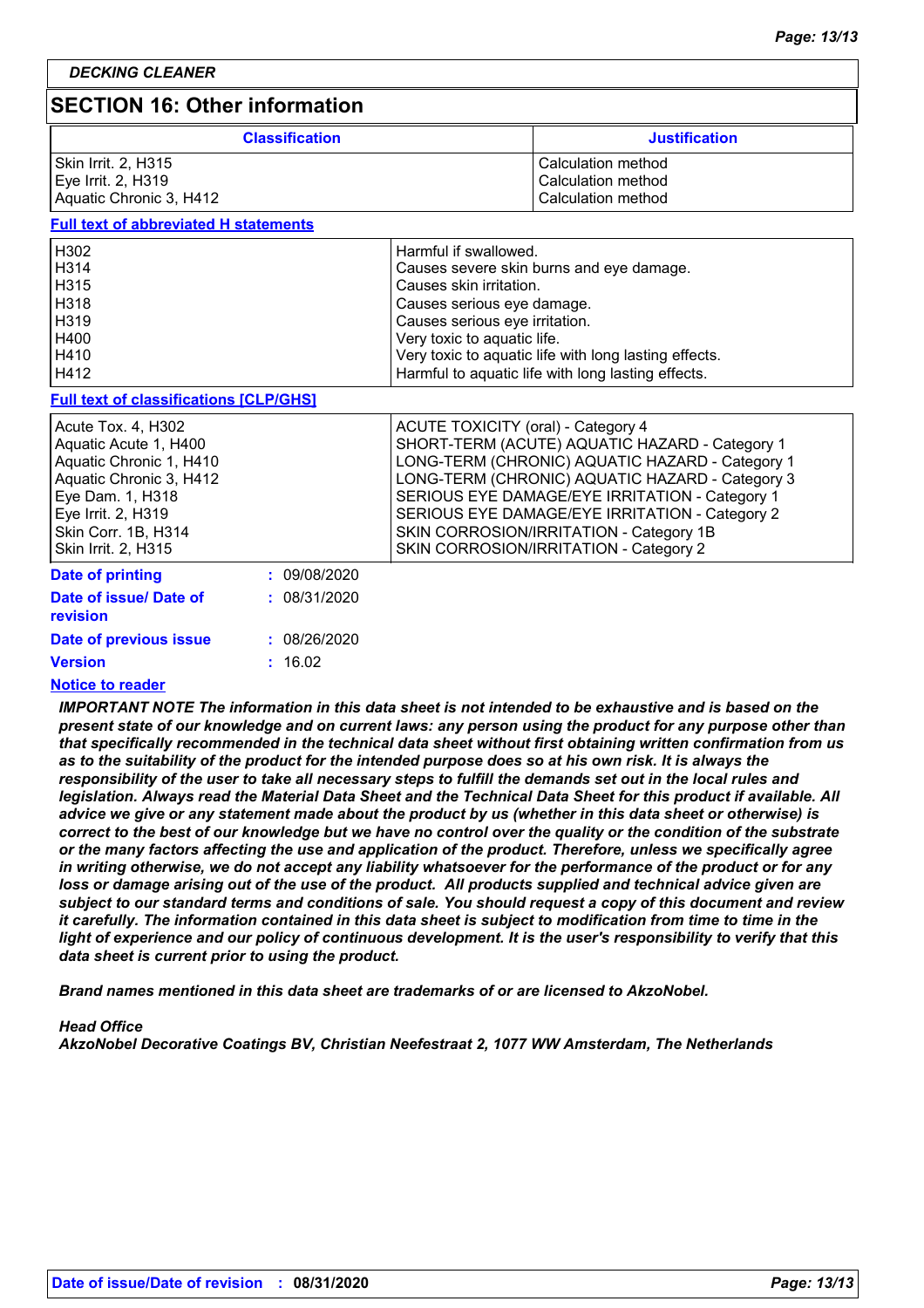## SECTION 16: Other information

| Classification | Justification |
|---|---|
| Skin Irrit. 2, H315 | Calculation method |
| Eye Irrit. 2, H319 | Calculation method |
| Aquatic Chronic 3, H412 | Calculation method |

**Full text of abbreviated H statements**

| | |
|---|---|
| H302 | Harmful if swallowed. |
| H314 | Causes severe skin burns and eye damage. |
| H315 | Causes skin irritation. |
| H318 | Causes serious eye damage. |
| H319 | Causes serious eye irritation. |
| H400 | Very toxic to aquatic life. |
| H410 | Very toxic to aquatic life with long lasting effects. |
| H412 | Harmful to aquatic life with long lasting effects. |

**Full text of classifications [CLP/GHS]**

| | |
|---|---|
| Acute Tox. 4, H302 | ACUTE TOXICITY (oral) - Category 4 |
| Aquatic Acute 1, H400 | SHORT-TERM (ACUTE) AQUATIC HAZARD - Category 1 |
| Aquatic Chronic 1, H410 | LONG-TERM (CHRONIC) AQUATIC HAZARD - Category 1 |
| Aquatic Chronic 3, H412 | LONG-TERM (CHRONIC) AQUATIC HAZARD - Category 3 |
| Eye Dam. 1, H318 | SERIOUS EYE DAMAGE/EYE IRRITATION - Category 1 |
| Eye Irrit. 2, H319 | SERIOUS EYE DAMAGE/EYE IRRITATION - Category 2 |
| Skin Corr. 1B, H314 | SKIN CORROSION/IRRITATION - Category 1B |
| Skin Irrit. 2, H315 | SKIN CORROSION/IRRITATION - Category 2 |

**Date of printing** : 09/08/2020

**Date of issue/ Date of revision** : 08/31/2020

**Date of previous issue** : 08/26/2020

**Version** : 16.02

**Notice to reader**

***IMPORTANT NOTE The information in this data sheet is not intended to be exhaustive and is based on the present state of our knowledge and on current laws: any person using the product for any purpose other than that specifically recommended in the technical data sheet without first obtaining written confirmation from us as to the suitability of the product for the intended purpose does so at his own risk. It is always the responsibility of the user to take all necessary steps to fulfill the demands set out in the local rules and legislation. Always read the Material Data Sheet and the Technical Data Sheet for this product if available. All advice we give or any statement made about the product by us (whether in this data sheet or otherwise) is correct to the best of our knowledge but we have no control over the quality or the condition of the substrate or the many factors affecting the use and application of the product. Therefore, unless we specifically agree in writing otherwise, we do not accept any liability whatsoever for the performance of the product or for any loss or damage arising out of the use of the product. All products supplied and technical advice given are subject to our standard terms and conditions of sale. You should request a copy of this document and review it carefully. The information contained in this data sheet is subject to modification from time to time in the light of experience and our policy of continuous development. It is the user's responsibility to verify that this data sheet is current prior to using the product.***

***Brand names mentioned in this data sheet are trademarks of or are licensed to AkzoNobel.***

***Head Office***
***AkzoNobel Decorative Coatings BV, Christian Neefestraat 2, 1077 WW Amsterdam, The Netherlands***